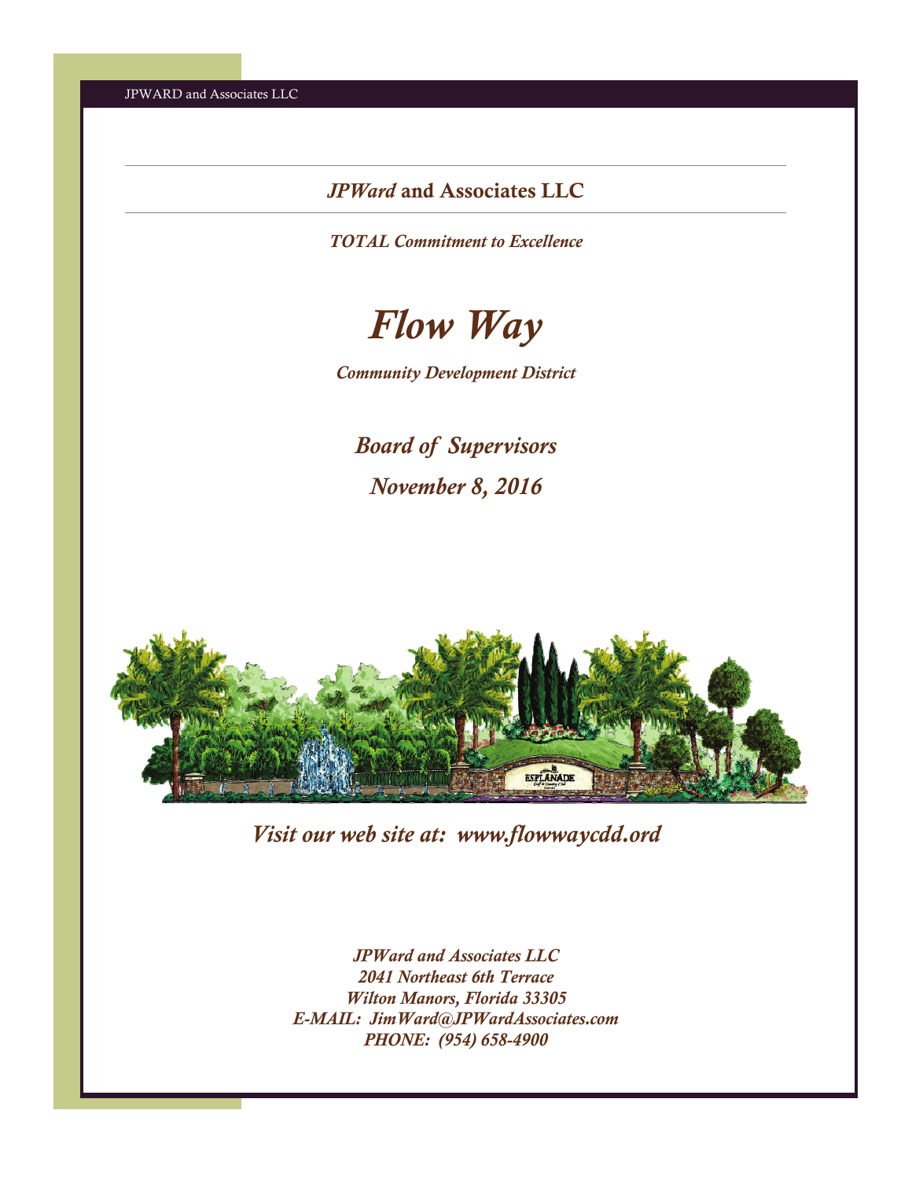## *JPWard* and Associates LLC

*TOTAL Commitment to Excellence*

# *Flow Way*

*Community Development District*

## *Board of Supervisors*

## *November 8, 2016*

*Visit our web site at: www.flowwaycdd.ord*

*JPWard and Associates LLC*
*2041 Northeast 6th Terrace*
*Wilton Manors, Florida 33305*
*E-MAIL: JimWard@JPWardAssociates.com*
*PHONE: (954) 658-4900*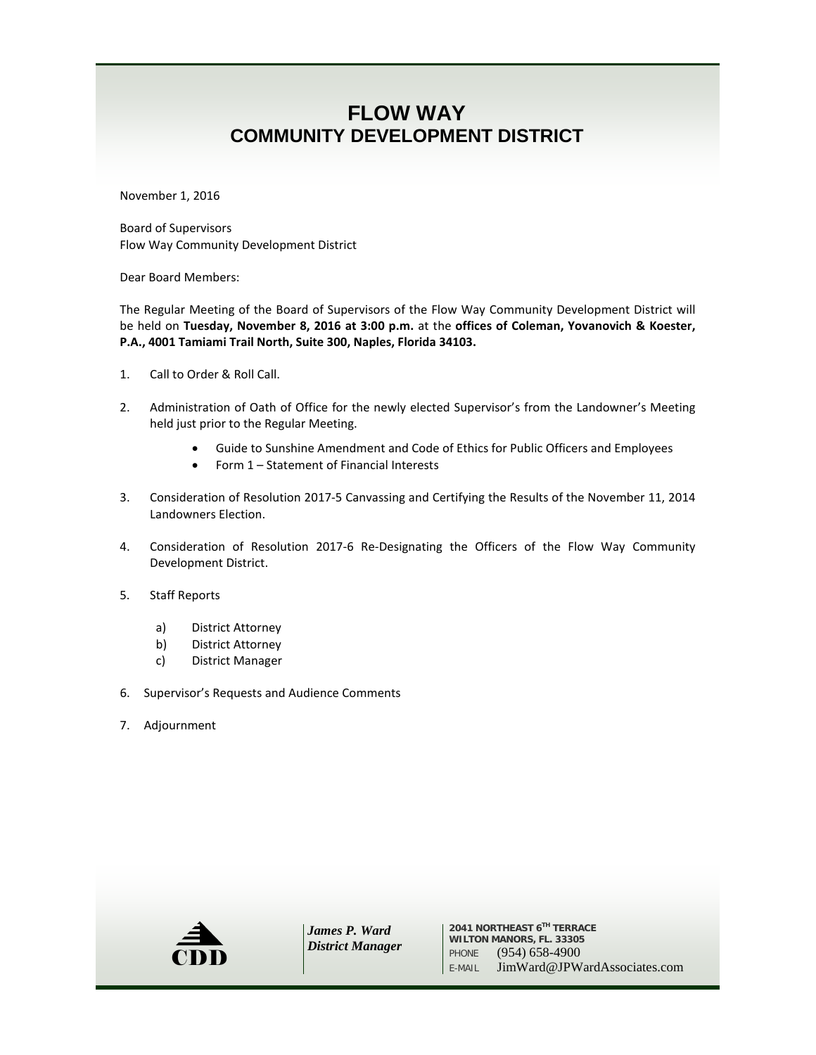# FLOW WAY
## COMMUNITY DEVELOPMENT DISTRICT

November 1, 2016

Board of Supervisors
Flow Way Community Development District

Dear Board Members:

The Regular Meeting of the Board of Supervisors of the Flow Way Community Development District will be held on **Tuesday, November 8, 2016 at 3:00 p.m.** at the **offices of Coleman, Yovanovich & Koester, P.A., 4001 Tamiami Trail North, Suite 300, Naples, Florida 34103.**

1. Call to Order & Roll Call.

2. Administration of Oath of Office for the newly elected Supervisor's from the Landowner's Meeting held just prior to the Regular Meeting.
   - Guide to Sunshine Amendment and Code of Ethics for Public Officers and Employees
   - Form 1 – Statement of Financial Interests

3. Consideration of Resolution 2017-5 Canvassing and Certifying the Results of the November 11, 2014 Landowners Election.

4. Consideration of Resolution 2017-6 Re-Designating the Officers of the Flow Way Community Development District.

5. Staff Reports
   a) District Attorney
   b) District Attorney
   c) District Manager

6. Supervisor's Requests and Audience Comments

7. Adjournment

CDD

*James P. Ward*
*District Manager*

2041 NORTHEAST 6TH TERRACE
WILTON MANORS, FL. 33305
PHONE (954) 658-4900
E-MAIL JimWard@JPWardAssociates.com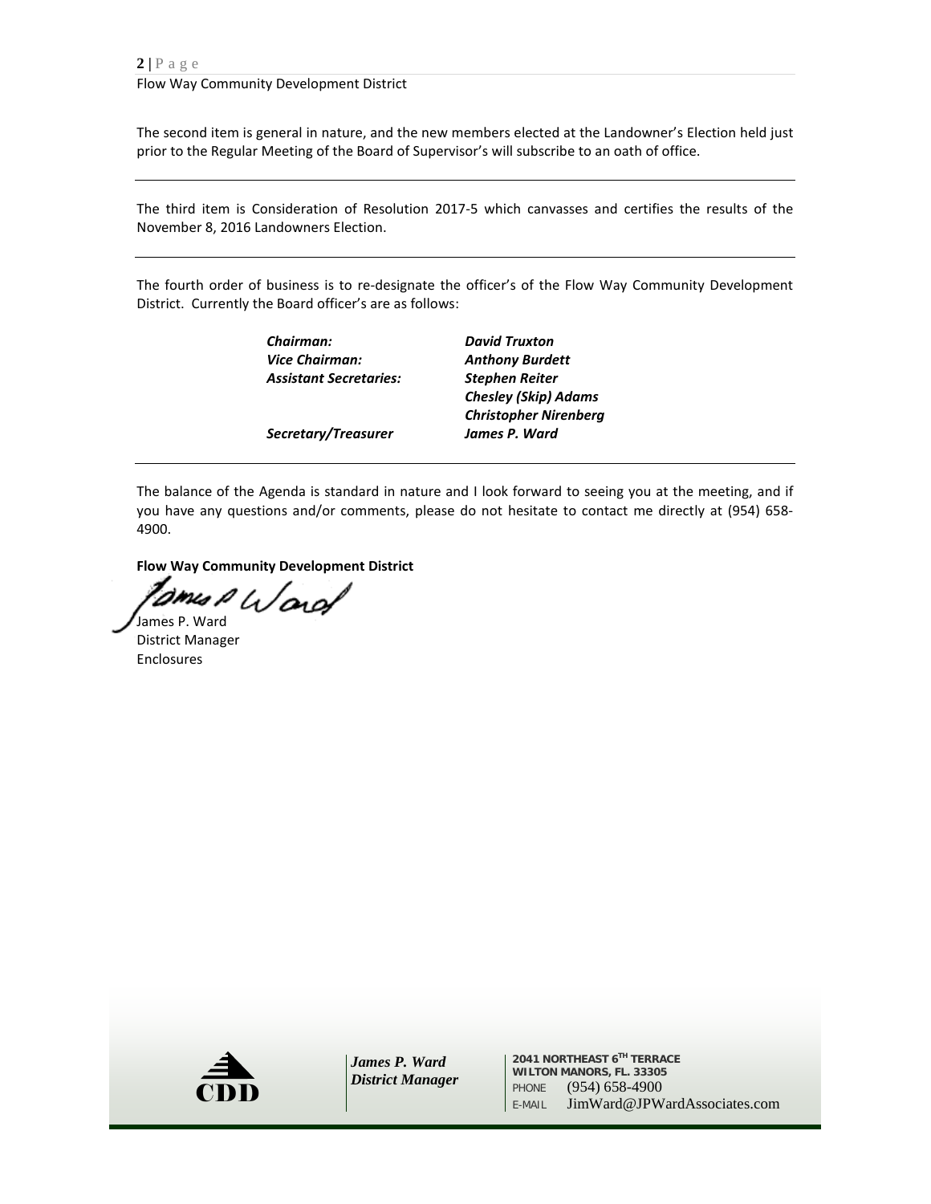The second item is general in nature, and the new members elected at the Landowner's Election held just prior to the Regular Meeting of the Board of Supervisor's will subscribe to an oath of office.

---

The third item is Consideration of Resolution 2017-5 which canvasses and certifies the results of the November 8, 2016 Landowners Election.

---

The fourth order of business is to re-designate the officer's of the Flow Way Community Development District. Currently the Board officer's are as follows:

| | |
|---|---|
| ***Chairman:*** | ***David Truxton*** |
| ***Vice Chairman:*** | ***Anthony Burdett*** |
| ***Assistant Secretaries:*** | ***Stephen Reiter*** |
| | ***Chesley (Skip) Adams*** |
| | ***Christopher Nirenberg*** |
| ***Secretary/Treasurer*** | ***James P. Ward*** |

---

The balance of the Agenda is standard in nature and I look forward to seeing you at the meeting, and if you have any questions and/or comments, please do not hesitate to contact me directly at (954) 658-4900.

**Flow Way Community Development District**

James P. Ward
District Manager
Enclosures

*James P. Ward*
*District Manager*

2041 NORTHEAST 6TH TERRACE
WILTON MANORS, FL. 33305
PHONE (954) 658-4900
E-MAIL JimWard@JPWardAssociates.com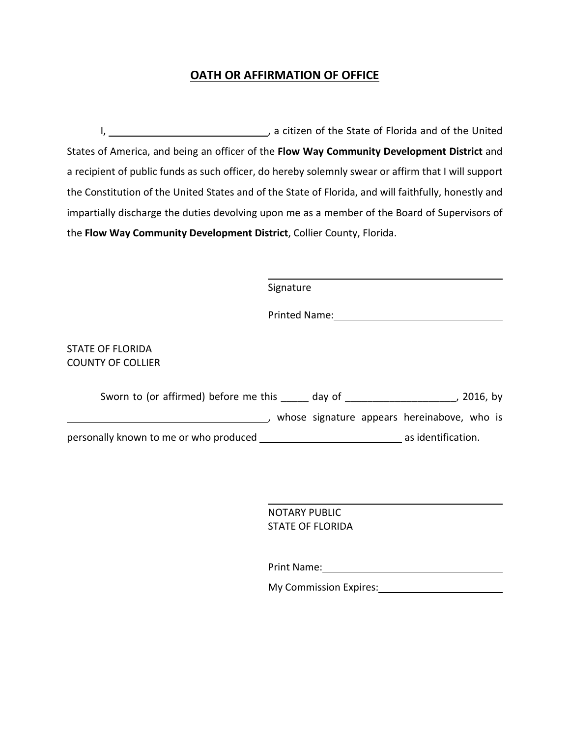# OATH OR AFFIRMATION OF OFFICE

I, ____________________________, a citizen of the State of Florida and of the United States of America, and being an officer of the **Flow Way Community Development District** and a recipient of public funds as such officer, do hereby solemnly swear or affirm that I will support the Constitution of the United States and of the State of Florida, and will faithfully, honestly and impartially discharge the duties devolving upon me as a member of the Board of Supervisors of the **Flow Way Community Development District**, Collier County, Florida.

____________________________________
Signature

Printed Name:__________________________

STATE OF FLORIDA
COUNTY OF COLLIER

Sworn to (or affirmed) before me this _____ day of ___________________, 2016, by ____________________________________, whose signature appears hereinabove, who is personally known to me or who produced __________________________ as identification.

____________________________________
NOTARY PUBLIC
STATE OF FLORIDA

Print Name:___________________________

My Commission Expires:_________________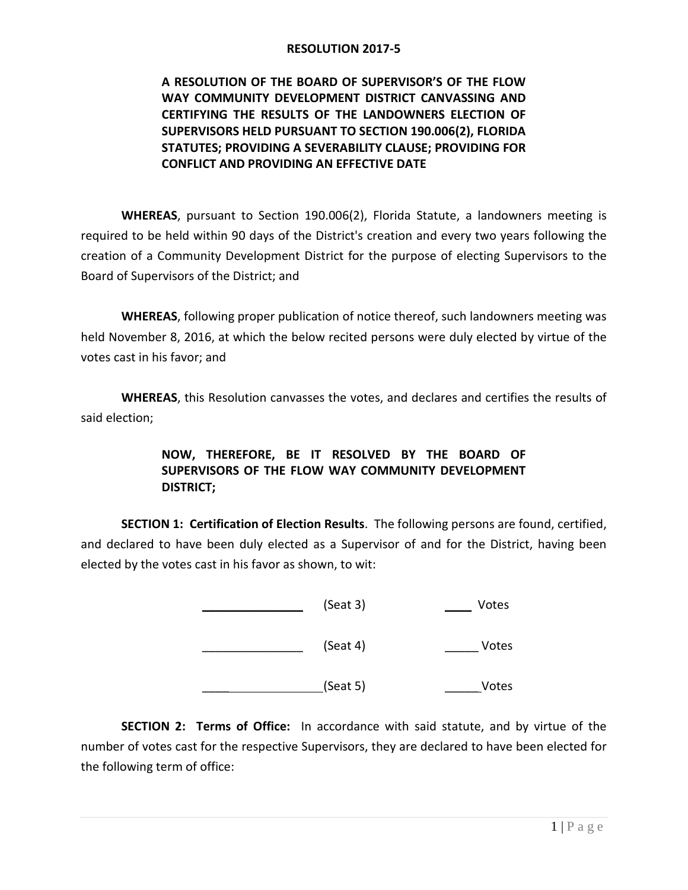**RESOLUTION 2017-5**

**A RESOLUTION OF THE BOARD OF SUPERVISOR'S OF THE FLOW WAY COMMUNITY DEVELOPMENT DISTRICT CANVASSING AND CERTIFYING THE RESULTS OF THE LANDOWNERS ELECTION OF SUPERVISORS HELD PURSUANT TO SECTION 190.006(2), FLORIDA STATUTES; PROVIDING A SEVERABILITY CLAUSE; PROVIDING FOR CONFLICT AND PROVIDING AN EFFECTIVE DATE**

**WHEREAS**, pursuant to Section 190.006(2), Florida Statute, a landowners meeting is required to be held within 90 days of the District's creation and every two years following the creation of a Community Development District for the purpose of electing Supervisors to the Board of Supervisors of the District; and

**WHEREAS**, following proper publication of notice thereof, such landowners meeting was held November 8, 2016, at which the below recited persons were duly elected by virtue of the votes cast in his favor; and

**WHEREAS**, this Resolution canvasses the votes, and declares and certifies the results of said election;

**NOW, THEREFORE, BE IT RESOLVED BY THE BOARD OF SUPERVISORS OF THE FLOW WAY COMMUNITY DEVELOPMENT DISTRICT;**

**SECTION 1: Certification of Election Results**. The following persons are found, certified, and declared to have been duly elected as a Supervisor of and for the District, having been elected by the votes cast in his favor as shown, to wit:

_______________ (Seat 3) ____ Votes

_______________ (Seat 4) _____ Votes

_______________(Seat 5) _____Votes

**SECTION 2: Terms of Office:** In accordance with said statute, and by virtue of the number of votes cast for the respective Supervisors, they are declared to have been elected for the following term of office: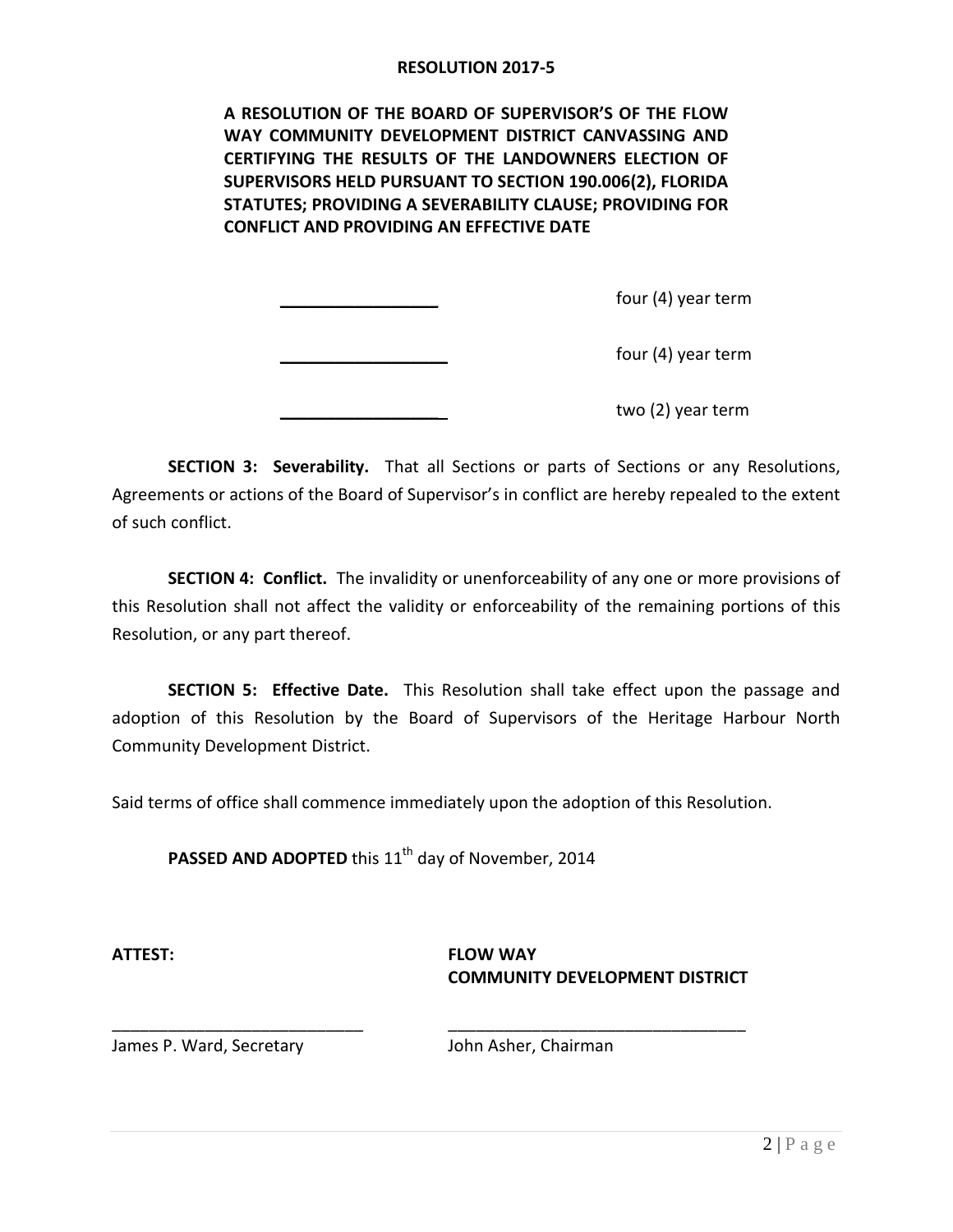**RESOLUTION 2017-5**

**A RESOLUTION OF THE BOARD OF SUPERVISOR'S OF THE FLOW WAY COMMUNITY DEVELOPMENT DISTRICT CANVASSING AND CERTIFYING THE RESULTS OF THE LANDOWNERS ELECTION OF SUPERVISORS HELD PURSUANT TO SECTION 190.006(2), FLORIDA STATUTES; PROVIDING A SEVERABILITY CLAUSE; PROVIDING FOR CONFLICT AND PROVIDING AN EFFECTIVE DATE**

| | |
|---|---|
| ________________ | four (4) year term |
| ________________ | four (4) year term |
| ________________ | two (2) year term |

**SECTION 3: Severability.** That all Sections or parts of Sections or any Resolutions, Agreements or actions of the Board of Supervisor's in conflict are hereby repealed to the extent of such conflict.

**SECTION 4: Conflict.** The invalidity or unenforceability of any one or more provisions of this Resolution shall not affect the validity or enforceability of the remaining portions of this Resolution, or any part thereof.

**SECTION 5: Effective Date.** This Resolution shall take effect upon the passage and adoption of this Resolution by the Board of Supervisors of the Heritage Harbour North Community Development District.

Said terms of office shall commence immediately upon the adoption of this Resolution.

**PASSED AND ADOPTED** this 11th day of November, 2014

**ATTEST:**

___________________________
James P. Ward, Secretary

**FLOW WAY COMMUNITY DEVELOPMENT DISTRICT**

________________________________
John Asher, Chairman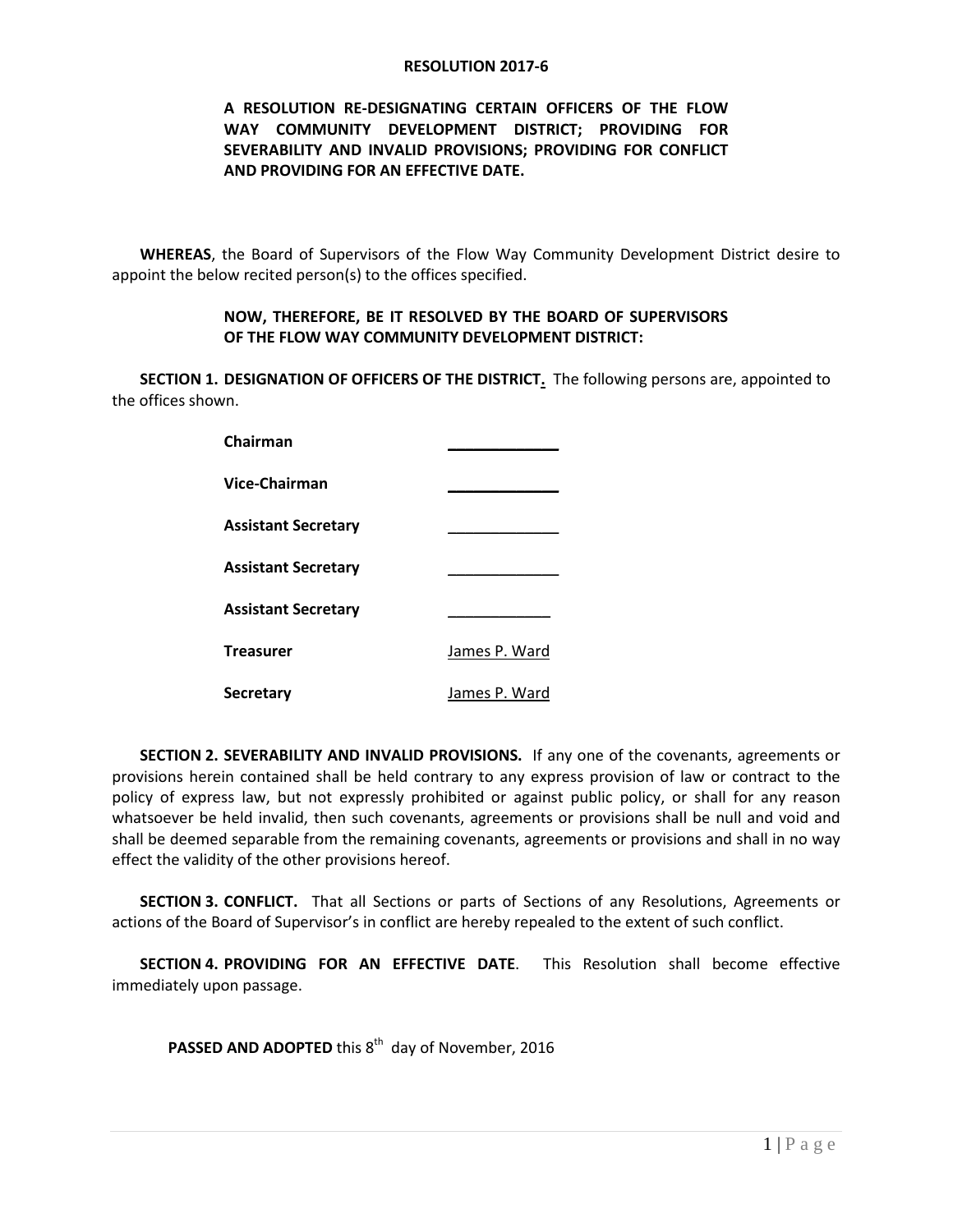# RESOLUTION 2017-6

**A RESOLUTION RE-DESIGNATING CERTAIN OFFICERS OF THE FLOW WAY COMMUNITY DEVELOPMENT DISTRICT; PROVIDING FOR SEVERABILITY AND INVALID PROVISIONS; PROVIDING FOR CONFLICT AND PROVIDING FOR AN EFFECTIVE DATE.**

**WHEREAS**, the Board of Supervisors of the Flow Way Community Development District desire to appoint the below recited person(s) to the offices specified.

**NOW, THEREFORE, BE IT RESOLVED BY THE BOARD OF SUPERVISORS OF THE FLOW WAY COMMUNITY DEVELOPMENT DISTRICT:**

**SECTION 1. DESIGNATION OF OFFICERS OF THE DISTRICT.** The following persons are, appointed to the offices shown.

| | |
|---|---|
| **Chairman** | _____________ |
| **Vice-Chairman** | _____________ |
| **Assistant Secretary** | _____________ |
| **Assistant Secretary** | _____________ |
| **Assistant Secretary** | ____________ |
| **Treasurer** | James P. Ward |
| **Secretary** | James P. Ward |

**SECTION 2. SEVERABILITY AND INVALID PROVISIONS.** If any one of the covenants, agreements or provisions herein contained shall be held contrary to any express provision of law or contract to the policy of express law, but not expressly prohibited or against public policy, or shall for any reason whatsoever be held invalid, then such covenants, agreements or provisions shall be null and void and shall be deemed separable from the remaining covenants, agreements or provisions and shall in no way effect the validity of the other provisions hereof.

**SECTION 3. CONFLICT.** That all Sections or parts of Sections of any Resolutions, Agreements or actions of the Board of Supervisor's in conflict are hereby repealed to the extent of such conflict.

**SECTION 4. PROVIDING FOR AN EFFECTIVE DATE**. This Resolution shall become effective immediately upon passage.

**PASSED AND ADOPTED** this 8th day of November, 2016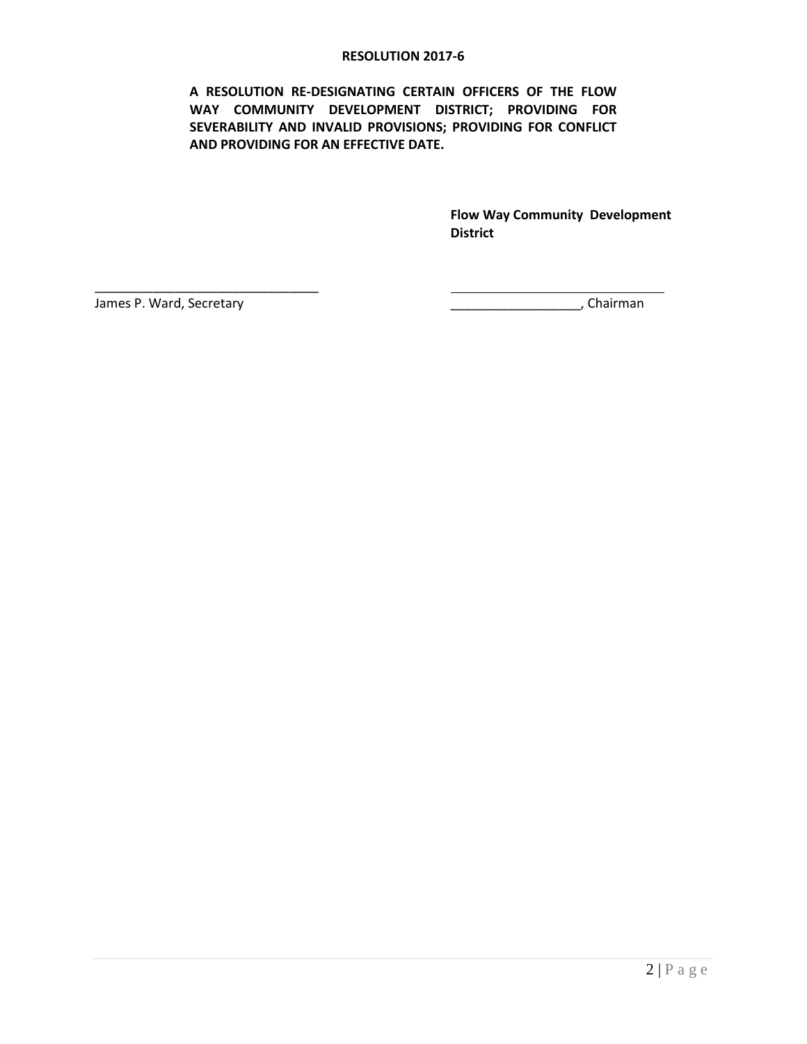**RESOLUTION 2017-6**

**A RESOLUTION RE-DESIGNATING CERTAIN OFFICERS OF THE FLOW WAY COMMUNITY DEVELOPMENT DISTRICT; PROVIDING FOR SEVERABILITY AND INVALID PROVISIONS; PROVIDING FOR CONFLICT AND PROVIDING FOR AN EFFECTIVE DATE.**

**Flow Way Community Development District**

_______________________________
James P. Ward, Secretary

_______________________________
__________________, Chairman